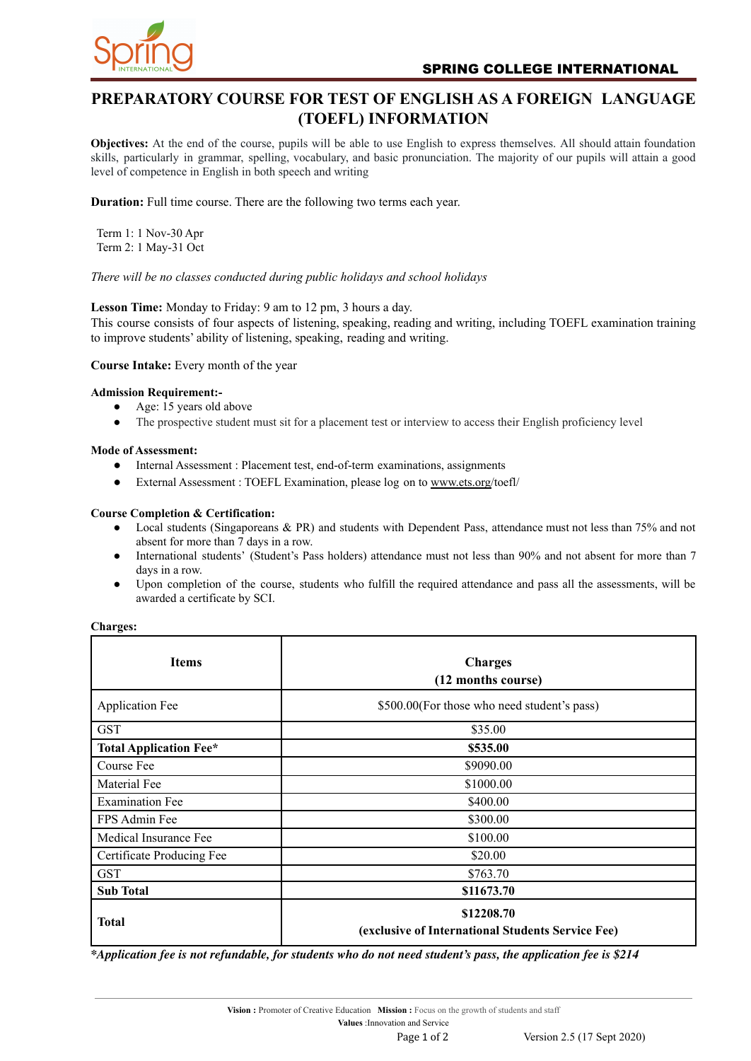SPRING COLLEGE INTERNATIONAL

# PREPARATORY COURSE FOR TEST OF ENGLISH AS A FOREIGN LANGUAGE (TOEFL) INFORMATION

**Objectives:** At the end of the course, pupils will be able to use English to express themselves. All should attain foundation skills, particularly in grammar, spelling, vocabulary, and basic pronunciation. The majority of our pupils will attain a good level of competence in English in both speech and writing

**Duration:** Full time course. There are the following two terms each year.

Term 1: 1 Nov-30 Apr
Term 2: 1 May-31 Oct

*There will be no classes conducted during public holidays and school holidays*

**Lesson Time:** Monday to Friday: 9 am to 12 pm, 3 hours a day.
This course consists of four aspects of listening, speaking, reading and writing, including TOEFL examination training to improve students' ability of listening, speaking, reading and writing.

**Course Intake:** Every month of the year

**Admission Requirement:-**

- Age: 15 years old above
- The prospective student must sit for a placement test or interview to access their English proficiency level

**Mode of Assessment:**

- Internal Assessment : Placement test, end-of-term examinations, assignments
- External Assessment : TOEFL Examination, please log on to www.ets.org/toefl/

**Course Completion & Certification:**

- Local students (Singaporeans & PR) and students with Dependent Pass, attendance must not less than 75% and not absent for more than 7 days in a row.
- International students' (Student's Pass holders) attendance must not less than 90% and not absent for more than 7 days in a row.
- Upon completion of the course, students who fulfill the required attendance and pass all the assessments, will be awarded a certificate by SCI.

**Charges:**

| Items | Charges (12 months course) |
|---|---|
| Application Fee | $500.00(For those who need student's pass) |
| GST | $35.00 |
| **Total Application Fee*** | **$535.00** |
| Course Fee | $9090.00 |
| Material Fee | $1000.00 |
| Examination Fee | $400.00 |
| FPS Admin Fee | $300.00 |
| Medical Insurance Fee | $100.00 |
| Certificate Producing Fee | $20.00 |
| GST | $763.70 |
| **Sub Total** | **$11673.70** |
| **Total** | **$12208.70 (exclusive of International Students Service Fee)** |

***Application fee is not refundable, for students who do not need student's pass, the application fee is $214***

**Vision :** Promoter of Creative Education **Mission :** Focus on the growth of students and staff
**Values** :Innovation and Service

Version 2.5 (17 Sept 2020)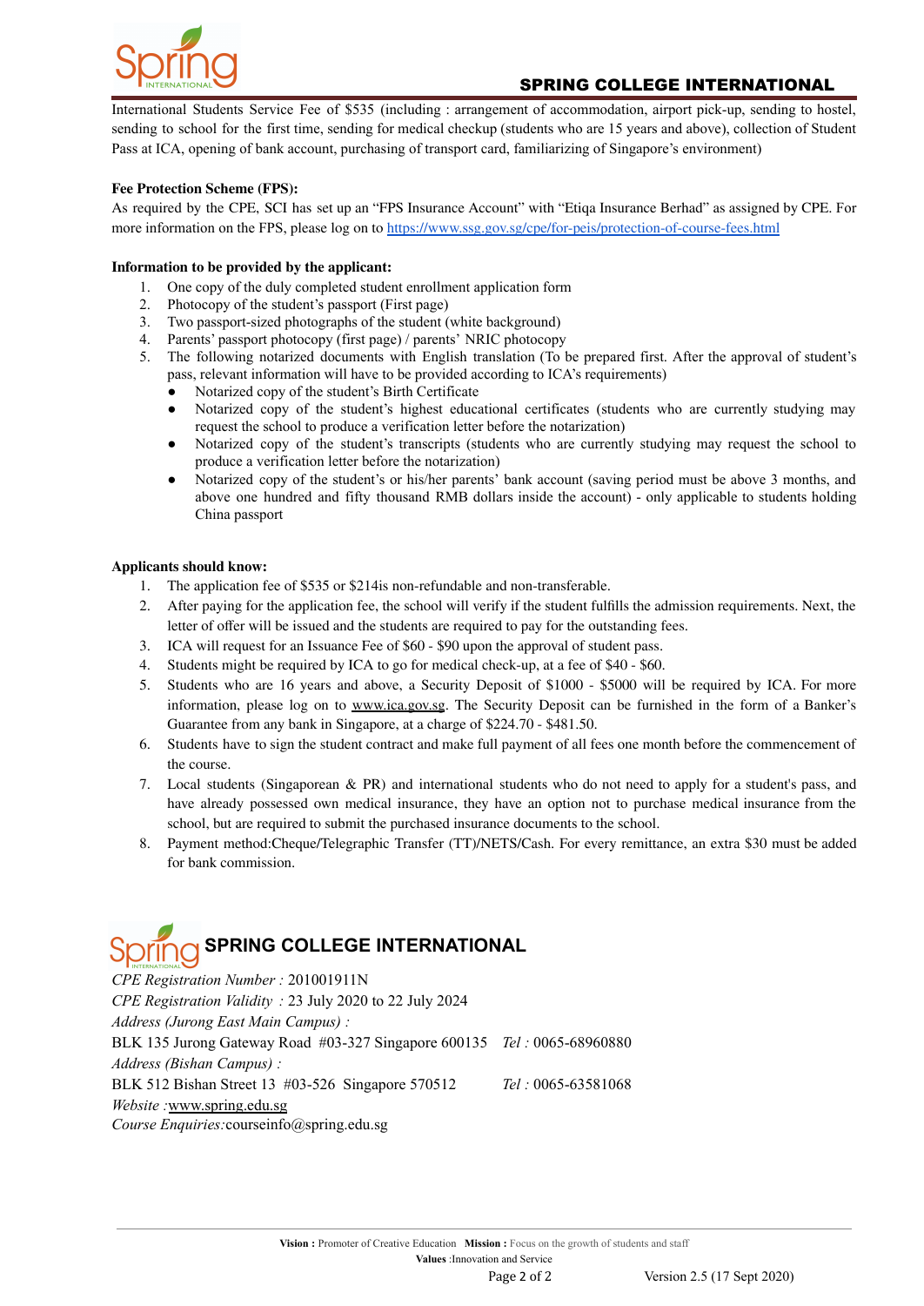International Students Service Fee of $535 (including : arrangement of accommodation, airport pick-up, sending to hostel, sending to school for the first time, sending for medical checkup (students who are 15 years and above), collection of Student Pass at ICA, opening of bank account, purchasing of transport card, familiarizing of Singapore's environment)

**Fee Protection Scheme (FPS):**

As required by the CPE, SCI has set up an "FPS Insurance Account" with "Etiqa Insurance Berhad" as assigned by CPE. For more information on the FPS, please log on to https://www.ssg.gov.sg/cpe/for-peis/protection-of-course-fees.html

**Information to be provided by the applicant:**

1. One copy of the duly completed student enrollment application form
2. Photocopy of the student's passport (First page)
3. Two passport-sized photographs of the student (white background)
4. Parents' passport photocopy (first page) / parents' NRIC photocopy
5. The following notarized documents with English translation (To be prepared first. After the approval of student's pass, relevant information will have to be provided according to ICA's requirements)
   - Notarized copy of the student's Birth Certificate
   - Notarized copy of the student's highest educational certificates (students who are currently studying may request the school to produce a verification letter before the notarization)
   - Notarized copy of the student's transcripts (students who are currently studying may request the school to produce a verification letter before the notarization)
   - Notarized copy of the student's or his/her parents' bank account (saving period must be above 3 months, and above one hundred and fifty thousand RMB dollars inside the account) - only applicable to students holding China passport

**Applicants should know:**

1. The application fee of $535 or $214is non-refundable and non-transferable.
2. After paying for the application fee, the school will verify if the student fulfills the admission requirements. Next, the letter of offer will be issued and the students are required to pay for the outstanding fees.
3. ICA will request for an Issuance Fee of $60 - $90 upon the approval of student pass.
4. Students might be required by ICA to go for medical check-up, at a fee of $40 - $60.
5. Students who are 16 years and above, a Security Deposit of $1000 - $5000 will be required by ICA. For more information, please log on to www.ica.gov.sg. The Security Deposit can be furnished in the form of a Banker's Guarantee from any bank in Singapore, at a charge of $224.70 - $481.50.
6. Students have to sign the student contract and make full payment of all fees one month before the commencement of the course.
7. Local students (Singaporean & PR) and international students who do not need to apply for a student's pass, and have already possessed own medical insurance, they have an option not to purchase medical insurance from the school, but are required to submit the purchased insurance documents to the school.
8. Payment method:Cheque/Telegraphic Transfer (TT)/NETS/Cash. For every remittance, an extra $30 must be added for bank commission.

## SPRING COLLEGE INTERNATIONAL

*CPE Registration Number :* 201001911N
*CPE Registration Validity :* 23 July 2020 to 22 July 2024
*Address (Jurong East Main Campus) :*
BLK 135 Jurong Gateway Road #03-327 Singapore 600135 *Tel :* 0065-68960880
*Address (Bishan Campus) :*
BLK 512 Bishan Street 13 #03-526 Singapore 570512 *Tel :* 0065-63581068
*Website :*www.spring.edu.sg
*Course Enquiries:*courseinfo@spring.edu.sg

**Vision :** Promoter of Creative Education **Mission :** Focus on the growth of students and staff
**Values** :Innovation and Service

Version 2.5 (17 Sept 2020)